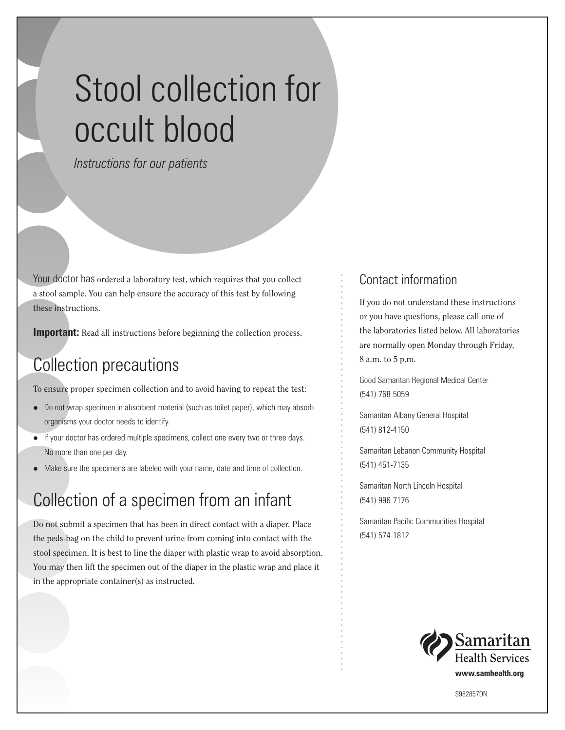# Stool collection for occult blood

*Instructions for our patients*

Your doctor has ordered a laboratory test, which requires that you collect a stool sample. You can help ensure the accuracy of this test by following these instructions.

**Important:** Read all instructions before beginning the collection process.

## Collection precautions

To ensure proper specimen collection and to avoid having to repeat the test:

- Do not wrap specimen in absorbent material (such as toilet paper), which may absorb organisms your doctor needs to identify.
- If your doctor has ordered multiple specimens, collect one every two or three days. No more than one per day.
- Make sure the specimens are labeled with your name, date and time of collection.

## Collection of a specimen from an infant

Do not submit a specimen that has been in direct contact with a diaper. Place the peds-bag on the child to prevent urine from coming into contact with the stool specimen. It is best to line the diaper with plastic wrap to avoid absorption. You may then lift the specimen out of the diaper in the plastic wrap and place it in the appropriate container(s) as instructed.

## Contact information

If you do not understand these instructions or you have questions, please call one of the laboratories listed below. All laboratories are normally open Monday through Friday, 8 a.m. to 5 p.m.

Good Samaritan Regional Medical Center
(541) 768-5059

Samaritan Albany General Hospital
(541) 812-4150

Samaritan Lebanon Community Hospital
(541) 451-7135

Samaritan North Lincoln Hospital
(541) 996-7176

Samaritan Pacific Communities Hospital
(541) 574-1812

Samaritan Health Services
**www.samhealth.org**

S982857DN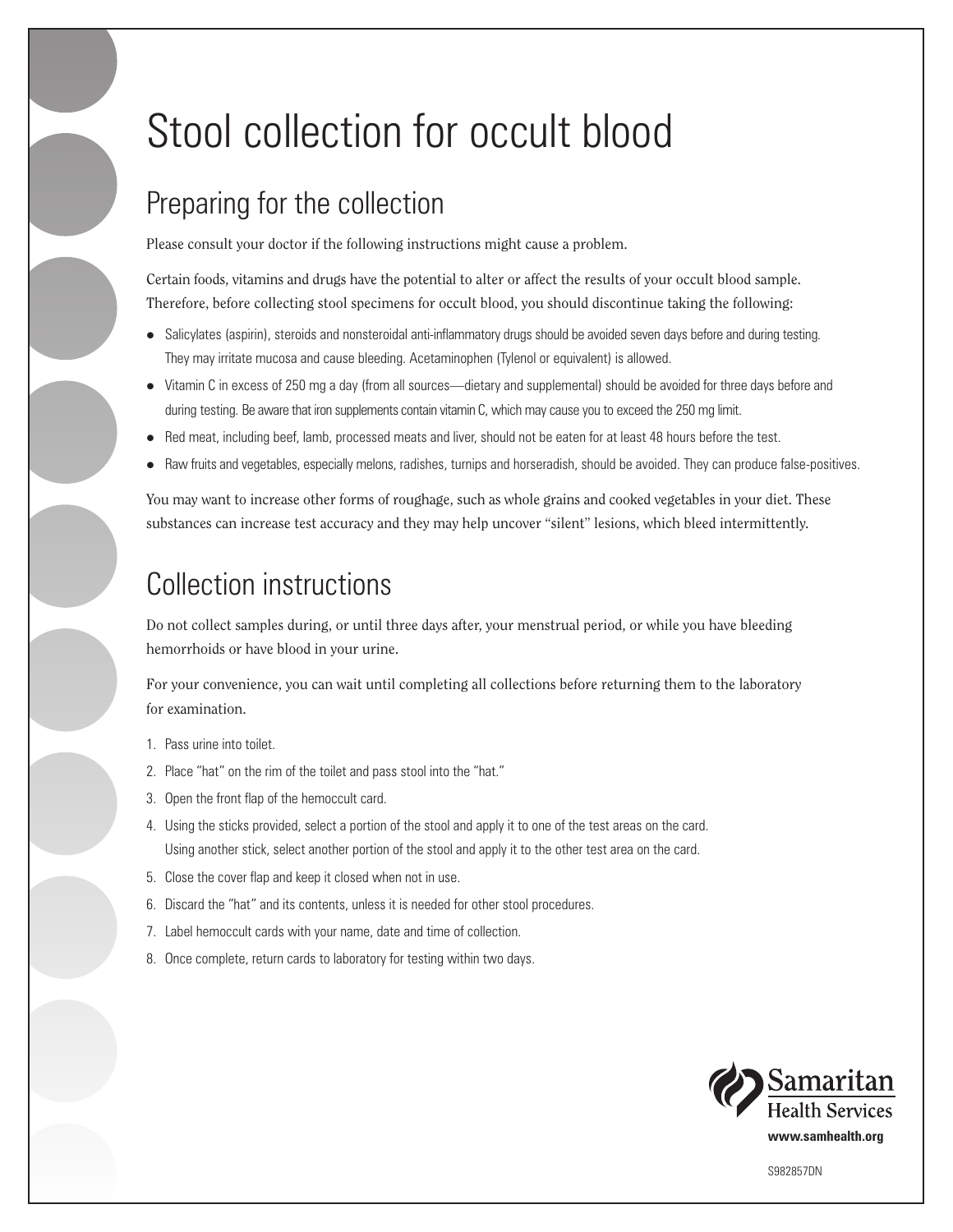# Stool collection for occult blood

## Preparing for the collection

Please consult your doctor if the following instructions might cause a problem.

Certain foods, vitamins and drugs have the potential to alter or affect the results of your occult blood sample. Therefore, before collecting stool specimens for occult blood, you should discontinue taking the following:

- Salicylates (aspirin), steroids and nonsteroidal anti-inflammatory drugs should be avoided seven days before and during testing. They may irritate mucosa and cause bleeding. Acetaminophen (Tylenol or equivalent) is allowed.
- Vitamin C in excess of 250 mg a day (from all sources—dietary and supplemental) should be avoided for three days before and during testing. Be aware that iron supplements contain vitamin C, which may cause you to exceed the 250 mg limit.
- Red meat, including beef, lamb, processed meats and liver, should not be eaten for at least 48 hours before the test.
- Raw fruits and vegetables, especially melons, radishes, turnips and horseradish, should be avoided. They can produce false-positives.

You may want to increase other forms of roughage, such as whole grains and cooked vegetables in your diet. These substances can increase test accuracy and they may help uncover "silent" lesions, which bleed intermittently.

## Collection instructions

Do not collect samples during, or until three days after, your menstrual period, or while you have bleeding hemorrhoids or have blood in your urine.

For your convenience, you can wait until completing all collections before returning them to the laboratory for examination.

1. Pass urine into toilet.
2. Place "hat" on the rim of the toilet and pass stool into the "hat."
3. Open the front flap of the hemoccult card.
4. Using the sticks provided, select a portion of the stool and apply it to one of the test areas on the card. Using another stick, select another portion of the stool and apply it to the other test area on the card.
5. Close the cover flap and keep it closed when not in use.
6. Discard the "hat" and its contents, unless it is needed for other stool procedures.
7. Label hemoccult cards with your name, date and time of collection.
8. Once complete, return cards to laboratory for testing within two days.

Samaritan Health Services
www.samhealth.org

S982857DN